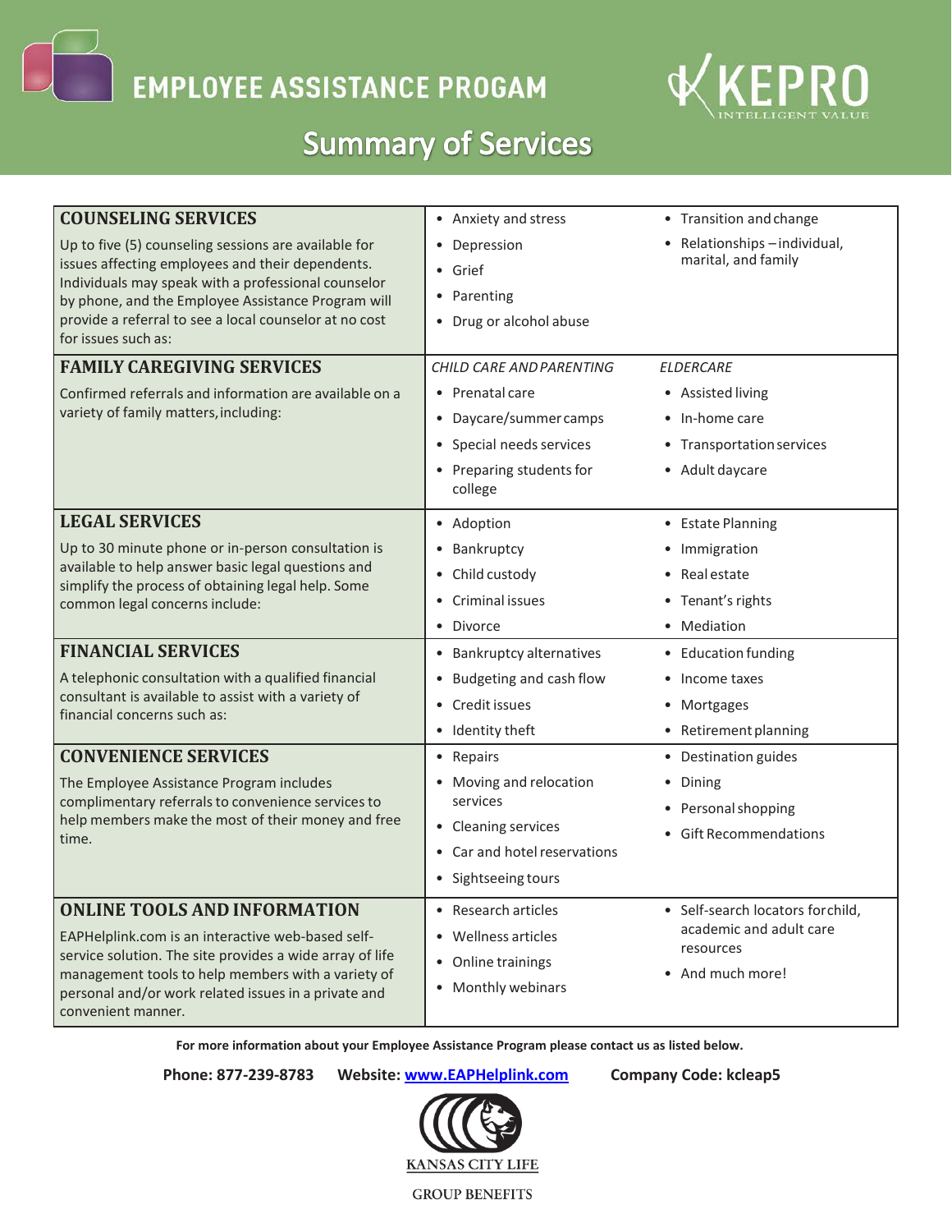# EMPLOYEE ASSISTANCE PROGAM

KEPRO INTELLIGENT VALUE

## Summary of Services

| | | |
|---|---|---|
| **COUNSELING SERVICES**<br>Up to five (5) counseling sessions are available for issues affecting employees and their dependents. Individuals may speak with a professional counselor by phone, and the Employee Assistance Program will provide a referral to see a local counselor at no cost for issues such as: | • Anxiety and stress<br>• Depression<br>• Grief<br>• Parenting<br>• Drug or alcohol abuse | • Transition and change<br>• Relationships – individual, marital, and family |
| **FAMILY CAREGIVING SERVICES**<br>Confirmed referrals and information are available on a variety of family matters, including: | *CHILD CARE AND PARENTING*<br>• Prenatal care<br>• Daycare/summer camps<br>• Special needs services<br>• Preparing students for college | *ELDERCARE*<br>• Assisted living<br>• In-home care<br>• Transportation services<br>• Adult daycare |
| **LEGAL SERVICES**<br>Up to 30 minute phone or in-person consultation is available to help answer basic legal questions and simplify the process of obtaining legal help. Some common legal concerns include: | • Adoption<br>• Bankruptcy<br>• Child custody<br>• Criminal issues<br>• Divorce | • Estate Planning<br>• Immigration<br>• Real estate<br>• Tenant's rights<br>• Mediation |
| **FINANCIAL SERVICES**<br>A telephonic consultation with a qualified financial consultant is available to assist with a variety of financial concerns such as: | • Bankruptcy alternatives<br>• Budgeting and cash flow<br>• Credit issues<br>• Identity theft | • Education funding<br>• Income taxes<br>• Mortgages<br>• Retirement planning |
| **CONVENIENCE SERVICES**<br>The Employee Assistance Program includes complimentary referrals to convenience services to help members make the most of their money and free time. | • Repairs<br>• Moving and relocation services<br>• Cleaning services<br>• Car and hotel reservations<br>• Sightseeing tours | • Destination guides<br>• Dining<br>• Personal shopping<br>• Gift Recommendations |
| **ONLINE TOOLS AND INFORMATION**<br>EAPHelplink.com is an interactive web-based self-service solution. The site provides a wide array of life management tools to help members with a variety of personal and/or work related issues in a private and convenient manner. | • Research articles<br>• Wellness articles<br>• Online trainings<br>• Monthly webinars | • Self-search locators for child, academic and adult care resources<br>• And much more! |

**For more information about your Employee Assistance Program please contact us as listed below.**

**Phone: 877-239-8783** **Website: [www.EAPHelplink.com](www.EAPHelplink.com)** **Company Code: kcleap5**

KANSAS CITY LIFE

GROUP BENEFITS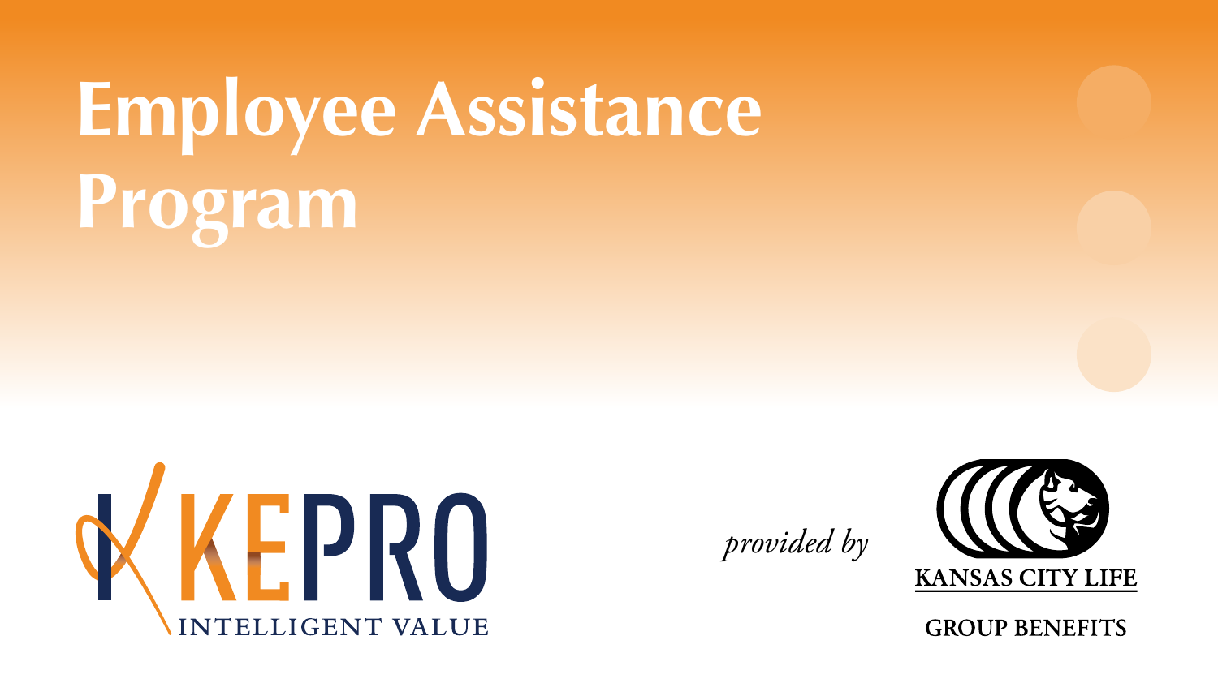# Employee Assistance Program

KEPRO
INTELLIGENT VALUE

*provided by*

KANSAS CITY LIFE

GROUP BENEFITS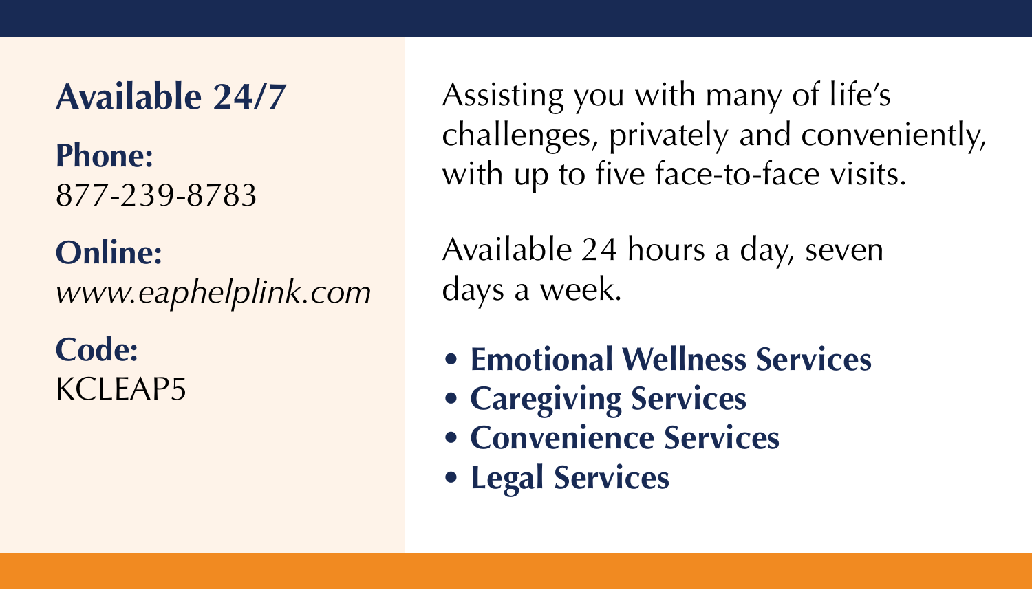## Available 24/7

**Phone:**
877-239-8783

**Online:**
*www.eaphelplink.com*

**Code:**
KCLEAP5

Assisting you with many of life's challenges, privately and conveniently, with up to five face-to-face visits.

Available 24 hours a day, seven days a week.

- **Emotional Wellness Services**
- **Caregiving Services**
- **Convenience Services**
- **Legal Services**